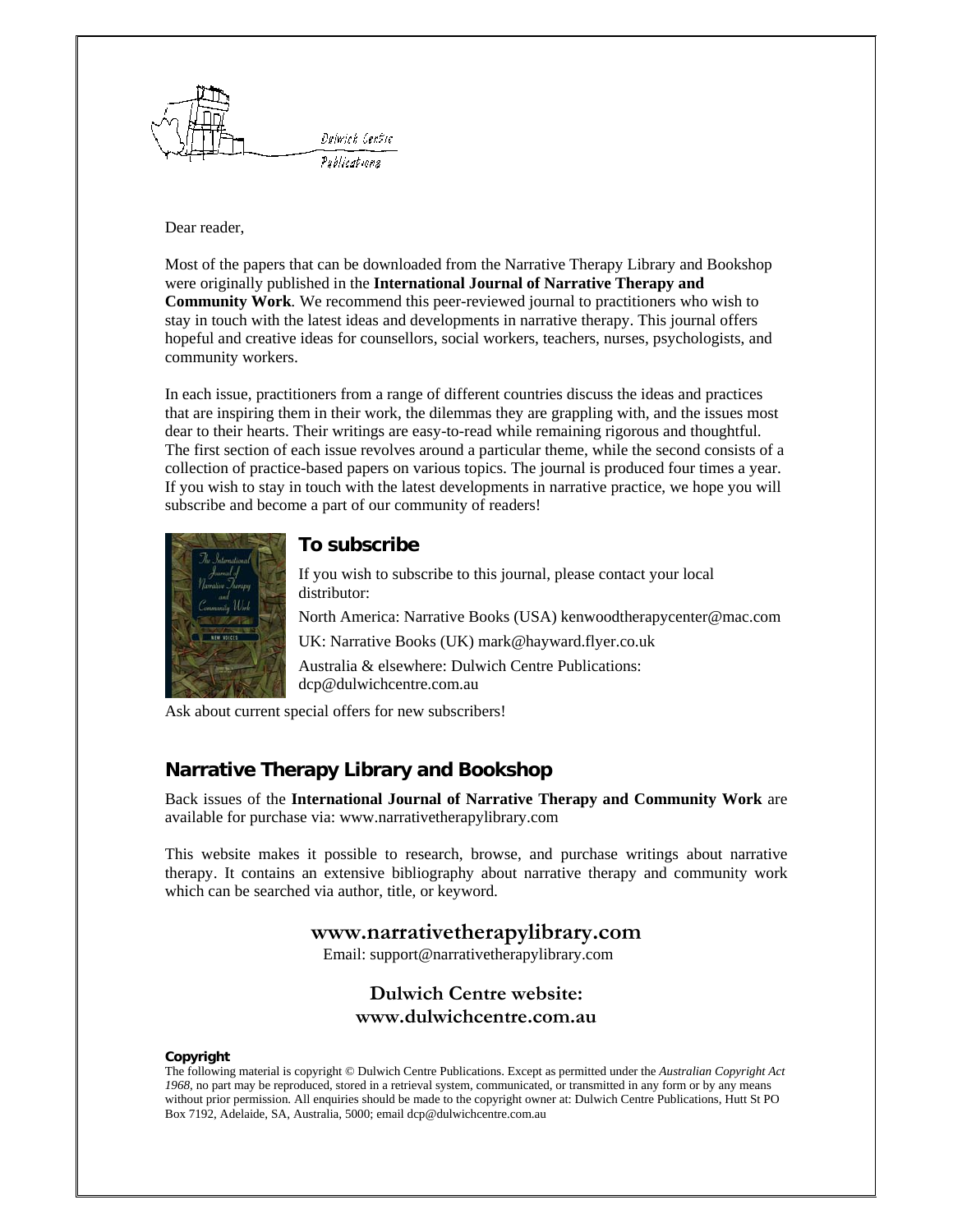Dear reader,

Most of the papers that can be downloaded from the Narrative Therapy Library and Bookshop were originally published in the **International Journal of Narrative Therapy and Community Work**. We recommend this peer-reviewed journal to practitioners who wish to stay in touch with the latest ideas and developments in narrative therapy. This journal offers hopeful and creative ideas for counsellors, social workers, teachers, nurses, psychologists, and community workers.

In each issue, practitioners from a range of different countries discuss the ideas and practices that are inspiring them in their work, the dilemmas they are grappling with, and the issues most dear to their hearts. Their writings are easy-to-read while remaining rigorous and thoughtful. The first section of each issue revolves around a particular theme, while the second consists of a collection of practice-based papers on various topics. The journal is produced four times a year. If you wish to stay in touch with the latest developments in narrative practice, we hope you will subscribe and become a part of our community of readers!

## To subscribe

If you wish to subscribe to this journal, please contact your local distributor:

North America: Narrative Books (USA) kenwoodtherapycenter@mac.com

UK: Narrative Books (UK) mark@hayward.flyer.co.uk

Australia & elsewhere: Dulwich Centre Publications: dcp@dulwichcentre.com.au

Ask about current special offers for new subscribers!

## Narrative Therapy Library and Bookshop

Back issues of the **International Journal of Narrative Therapy and Community Work** are available for purchase via: www.narrativetherapylibrary.com

This website makes it possible to research, browse, and purchase writings about narrative therapy. It contains an extensive bibliography about narrative therapy and community work which can be searched via author, title, or keyword.

**www.narrativetherapylibrary.com**

Email: support@narrativetherapylibrary.com

**Dulwich Centre website:**
**www.dulwichcentre.com.au**

**Copyright**

The following material is copyright © Dulwich Centre Publications. Except as permitted under the *Australian Copyright Act 1968*, no part may be reproduced, stored in a retrieval system, communicated, or transmitted in any form or by any means without prior permission. All enquiries should be made to the copyright owner at: Dulwich Centre Publications, Hutt St PO Box 7192, Adelaide, SA, Australia, 5000; email dcp@dulwichcentre.com.au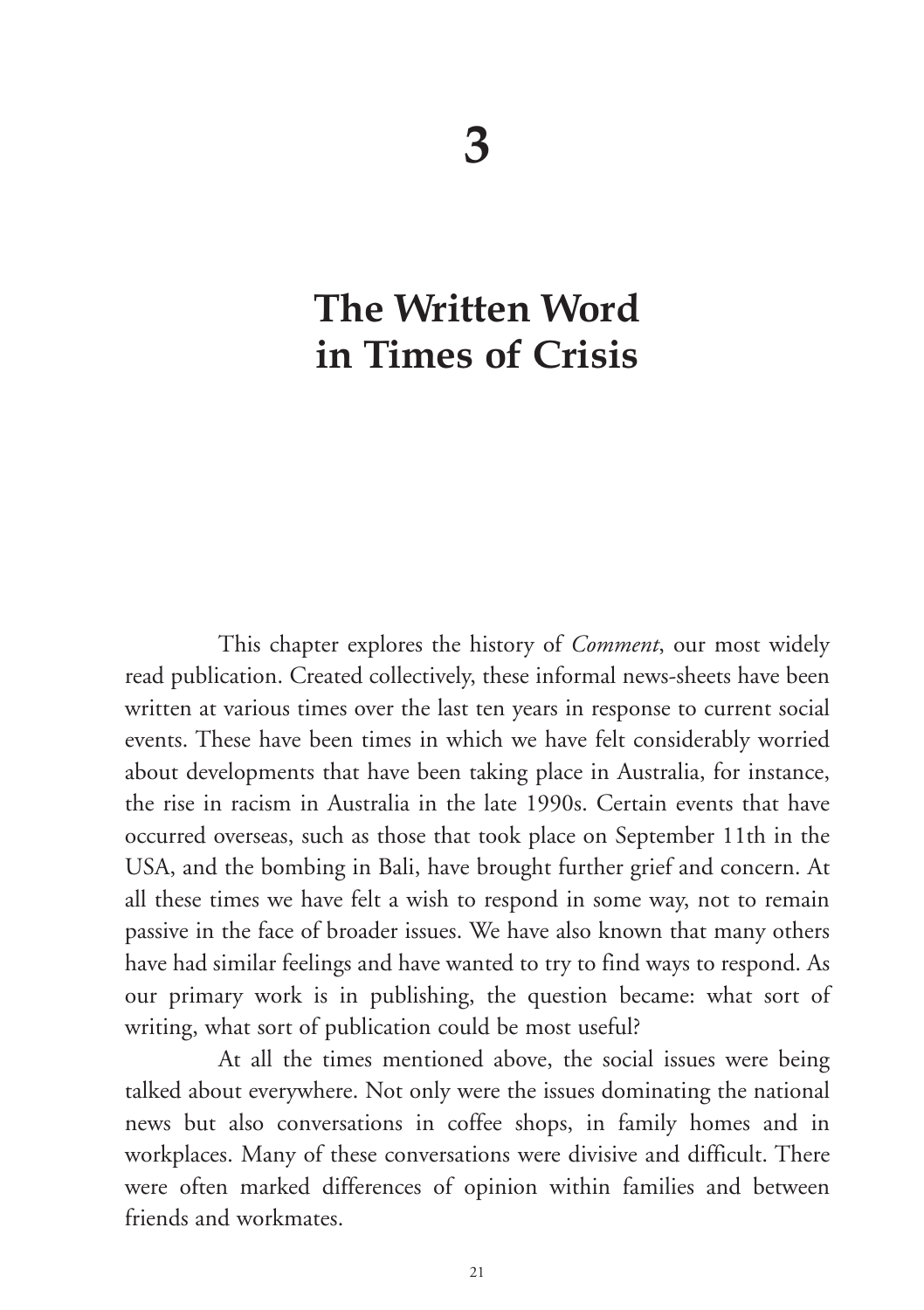# 3

# The Written Word in Times of Crisis

This chapter explores the history of *Comment*, our most widely read publication. Created collectively, these informal news-sheets have been written at various times over the last ten years in response to current social events. These have been times in which we have felt considerably worried about developments that have been taking place in Australia, for instance, the rise in racism in Australia in the late 1990s. Certain events that have occurred overseas, such as those that took place on September 11th in the USA, and the bombing in Bali, have brought further grief and concern. At all these times we have felt a wish to respond in some way, not to remain passive in the face of broader issues. We have also known that many others have had similar feelings and have wanted to try to find ways to respond. As our primary work is in publishing, the question became: what sort of writing, what sort of publication could be most useful?

At all the times mentioned above, the social issues were being talked about everywhere. Not only were the issues dominating the national news but also conversations in coffee shops, in family homes and in workplaces. Many of these conversations were divisive and difficult. There were often marked differences of opinion within families and between friends and workmates.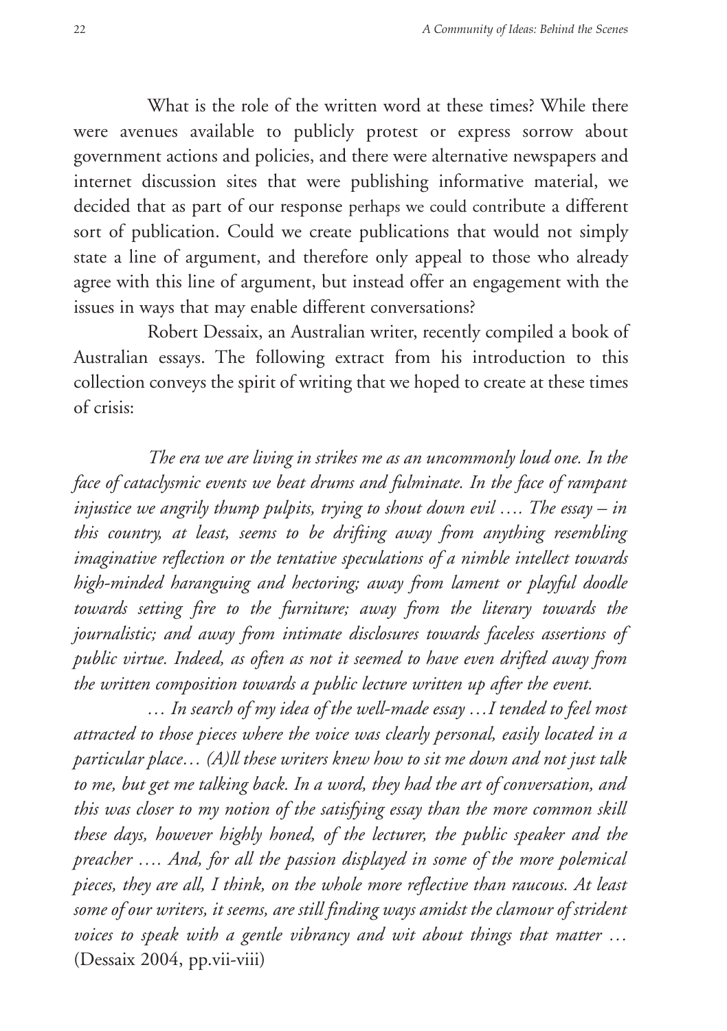What is the role of the written word at these times? While there were avenues available to publicly protest or express sorrow about government actions and policies, and there were alternative newspapers and internet discussion sites that were publishing informative material, we decided that as part of our response perhaps we could contribute a different sort of publication. Could we create publications that would not simply state a line of argument, and therefore only appeal to those who already agree with this line of argument, but instead offer an engagement with the issues in ways that may enable different conversations?

Robert Dessaix, an Australian writer, recently compiled a book of Australian essays. The following extract from his introduction to this collection conveys the spirit of writing that we hoped to create at these times of crisis:

*The era we are living in strikes me as an uncommonly loud one. In the face of cataclysmic events we beat drums and fulminate. In the face of rampant injustice we angrily thump pulpits, trying to shout down evil …. The essay – in this country, at least, seems to be drifting away from anything resembling imaginative reflection or the tentative speculations of a nimble intellect towards high-minded haranguing and hectoring; away from lament or playful doodle towards setting fire to the furniture; away from the literary towards the journalistic; and away from intimate disclosures towards faceless assertions of public virtue. Indeed, as often as not it seemed to have even drifted away from the written composition towards a public lecture written up after the event.*

*… In search of my idea of the well-made essay …I tended to feel most attracted to those pieces where the voice was clearly personal, easily located in a particular place… (A)ll these writers knew how to sit me down and not just talk to me, but get me talking back. In a word, they had the art of conversation, and this was closer to my notion of the satisfying essay than the more common skill these days, however highly honed, of the lecturer, the public speaker and the preacher …. And, for all the passion displayed in some of the more polemical pieces, they are all, I think, on the whole more reflective than raucous. At least some of our writers, it seems, are still finding ways amidst the clamour of strident voices to speak with a gentle vibrancy and wit about things that matter …* (Dessaix 2004, pp.vii-viii)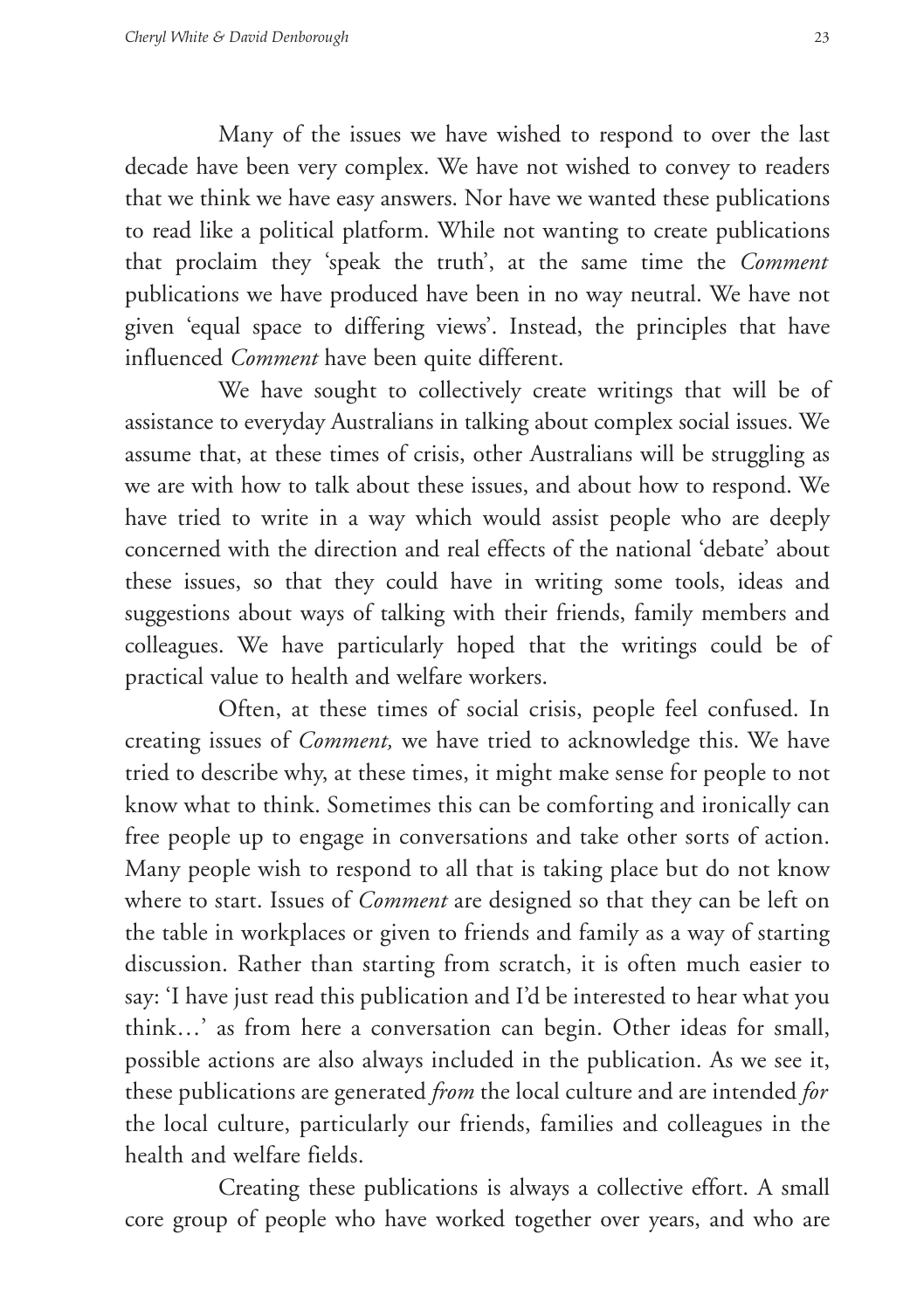Many of the issues we have wished to respond to over the last decade have been very complex. We have not wished to convey to readers that we think we have easy answers. Nor have we wanted these publications to read like a political platform. While not wanting to create publications that proclaim they 'speak the truth', at the same time the *Comment* publications we have produced have been in no way neutral. We have not given 'equal space to differing views'. Instead, the principles that have influenced *Comment* have been quite different.

We have sought to collectively create writings that will be of assistance to everyday Australians in talking about complex social issues. We assume that, at these times of crisis, other Australians will be struggling as we are with how to talk about these issues, and about how to respond. We have tried to write in a way which would assist people who are deeply concerned with the direction and real effects of the national 'debate' about these issues, so that they could have in writing some tools, ideas and suggestions about ways of talking with their friends, family members and colleagues. We have particularly hoped that the writings could be of practical value to health and welfare workers.

Often, at these times of social crisis, people feel confused. In creating issues of *Comment,* we have tried to acknowledge this. We have tried to describe why, at these times, it might make sense for people to not know what to think. Sometimes this can be comforting and ironically can free people up to engage in conversations and take other sorts of action. Many people wish to respond to all that is taking place but do not know where to start. Issues of *Comment* are designed so that they can be left on the table in workplaces or given to friends and family as a way of starting discussion. Rather than starting from scratch, it is often much easier to say: 'I have just read this publication and I'd be interested to hear what you think…' as from here a conversation can begin. Other ideas for small, possible actions are also always included in the publication. As we see it, these publications are generated *from* the local culture and are intended *for* the local culture, particularly our friends, families and colleagues in the health and welfare fields.

Creating these publications is always a collective effort. A small core group of people who have worked together over years, and who are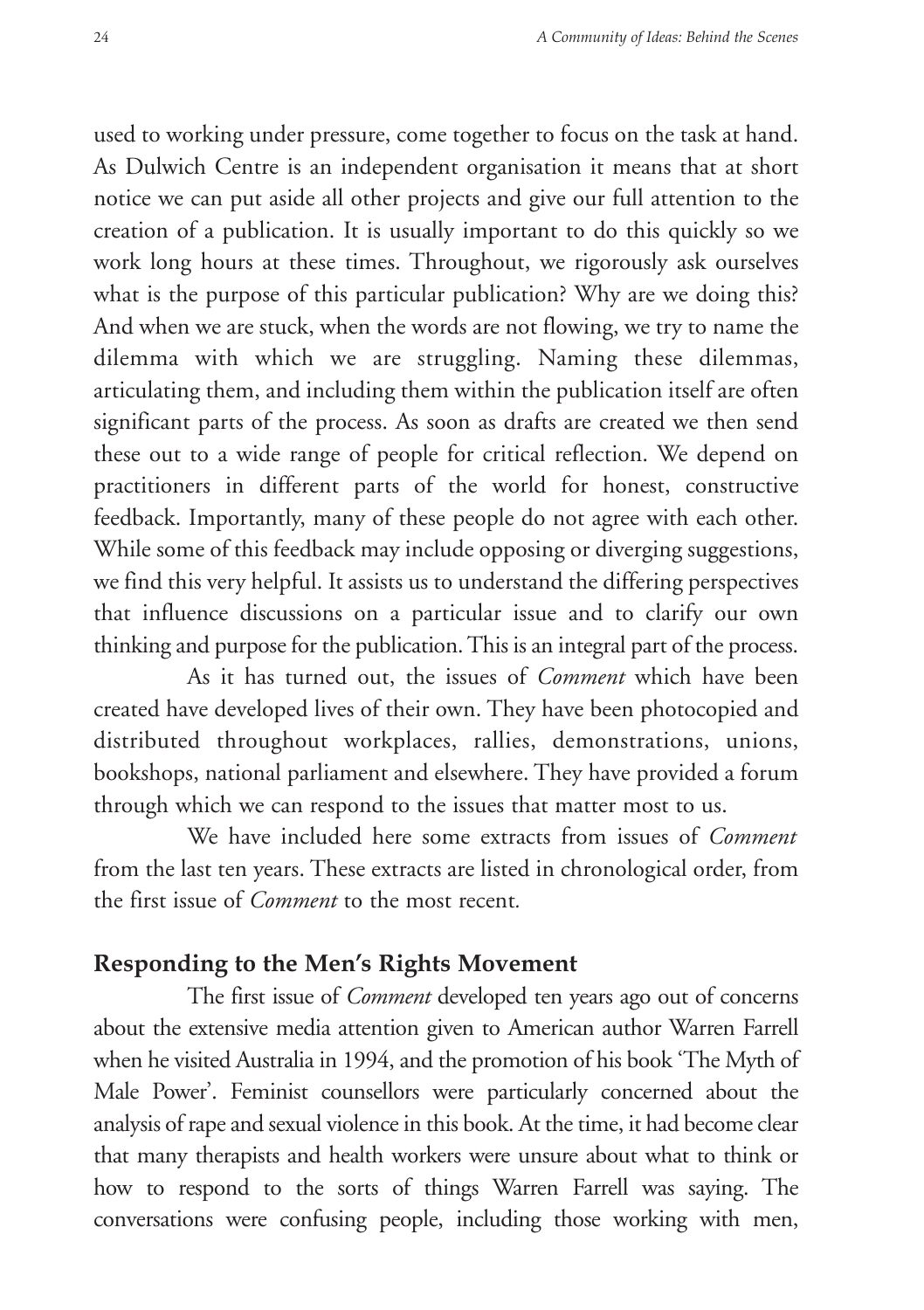used to working under pressure, come together to focus on the task at hand. As Dulwich Centre is an independent organisation it means that at short notice we can put aside all other projects and give our full attention to the creation of a publication. It is usually important to do this quickly so we work long hours at these times. Throughout, we rigorously ask ourselves what is the purpose of this particular publication? Why are we doing this? And when we are stuck, when the words are not flowing, we try to name the dilemma with which we are struggling. Naming these dilemmas, articulating them, and including them within the publication itself are often significant parts of the process. As soon as drafts are created we then send these out to a wide range of people for critical reflection. We depend on practitioners in different parts of the world for honest, constructive feedback. Importantly, many of these people do not agree with each other. While some of this feedback may include opposing or diverging suggestions, we find this very helpful. It assists us to understand the differing perspectives that influence discussions on a particular issue and to clarify our own thinking and purpose for the publication. This is an integral part of the process.

As it has turned out, the issues of *Comment* which have been created have developed lives of their own. They have been photocopied and distributed throughout workplaces, rallies, demonstrations, unions, bookshops, national parliament and elsewhere. They have provided a forum through which we can respond to the issues that matter most to us.

We have included here some extracts from issues of *Comment* from the last ten years. These extracts are listed in chronological order, from the first issue of *Comment* to the most recent.

## Responding to the Men's Rights Movement

The first issue of *Comment* developed ten years ago out of concerns about the extensive media attention given to American author Warren Farrell when he visited Australia in 1994, and the promotion of his book 'The Myth of Male Power'. Feminist counsellors were particularly concerned about the analysis of rape and sexual violence in this book. At the time, it had become clear that many therapists and health workers were unsure about what to think or how to respond to the sorts of things Warren Farrell was saying. The conversations were confusing people, including those working with men,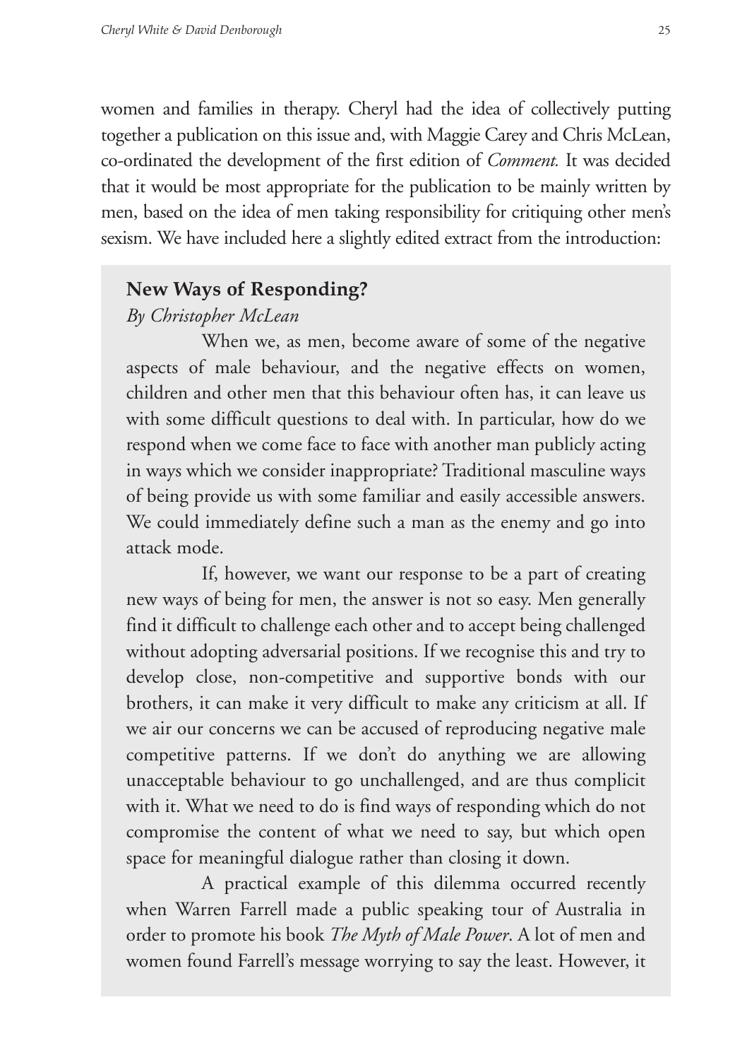women and families in therapy. Cheryl had the idea of collectively putting together a publication on this issue and, with Maggie Carey and Chris McLean, co-ordinated the development of the first edition of *Comment.* It was decided that it would be most appropriate for the publication to be mainly written by men, based on the idea of men taking responsibility for critiquing other men's sexism. We have included here a slightly edited extract from the introduction:

### New Ways of Responding?

*By Christopher McLean*

When we, as men, become aware of some of the negative aspects of male behaviour, and the negative effects on women, children and other men that this behaviour often has, it can leave us with some difficult questions to deal with. In particular, how do we respond when we come face to face with another man publicly acting in ways which we consider inappropriate? Traditional masculine ways of being provide us with some familiar and easily accessible answers. We could immediately define such a man as the enemy and go into attack mode.

If, however, we want our response to be a part of creating new ways of being for men, the answer is not so easy. Men generally find it difficult to challenge each other and to accept being challenged without adopting adversarial positions. If we recognise this and try to develop close, non-competitive and supportive bonds with our brothers, it can make it very difficult to make any criticism at all. If we air our concerns we can be accused of reproducing negative male competitive patterns. If we don't do anything we are allowing unacceptable behaviour to go unchallenged, and are thus complicit with it. What we need to do is find ways of responding which do not compromise the content of what we need to say, but which open space for meaningful dialogue rather than closing it down.

A practical example of this dilemma occurred recently when Warren Farrell made a public speaking tour of Australia in order to promote his book *The Myth of Male Power*. A lot of men and women found Farrell's message worrying to say the least. However, it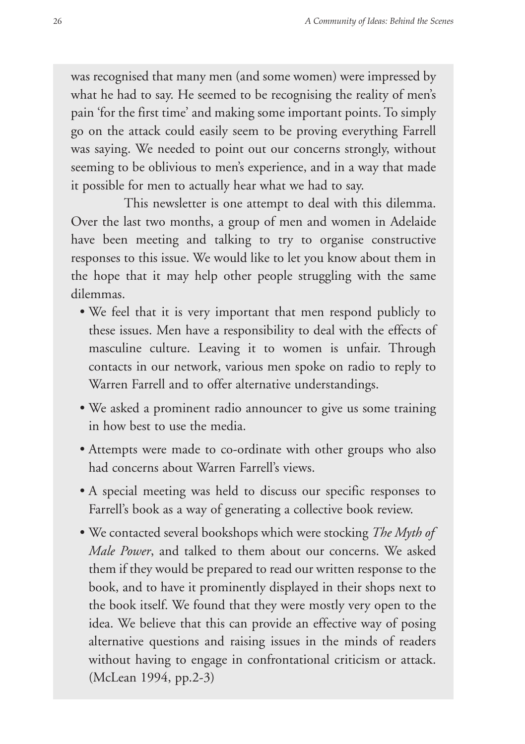was recognised that many men (and some women) were impressed by what he had to say. He seemed to be recognising the reality of men's pain 'for the first time' and making some important points. To simply go on the attack could easily seem to be proving everything Farrell was saying. We needed to point out our concerns strongly, without seeming to be oblivious to men's experience, and in a way that made it possible for men to actually hear what we had to say.

This newsletter is one attempt to deal with this dilemma. Over the last two months, a group of men and women in Adelaide have been meeting and talking to try to organise constructive responses to this issue. We would like to let you know about them in the hope that it may help other people struggling with the same dilemmas.

- We feel that it is very important that men respond publicly to these issues. Men have a responsibility to deal with the effects of masculine culture. Leaving it to women is unfair. Through contacts in our network, various men spoke on radio to reply to Warren Farrell and to offer alternative understandings.
- We asked a prominent radio announcer to give us some training in how best to use the media.
- Attempts were made to co-ordinate with other groups who also had concerns about Warren Farrell's views.
- A special meeting was held to discuss our specific responses to Farrell's book as a way of generating a collective book review.
- We contacted several bookshops which were stocking *The Myth of Male Power*, and talked to them about our concerns. We asked them if they would be prepared to read our written response to the book, and to have it prominently displayed in their shops next to the book itself. We found that they were mostly very open to the idea. We believe that this can provide an effective way of posing alternative questions and raising issues in the minds of readers without having to engage in confrontational criticism or attack. (McLean 1994, pp.2-3)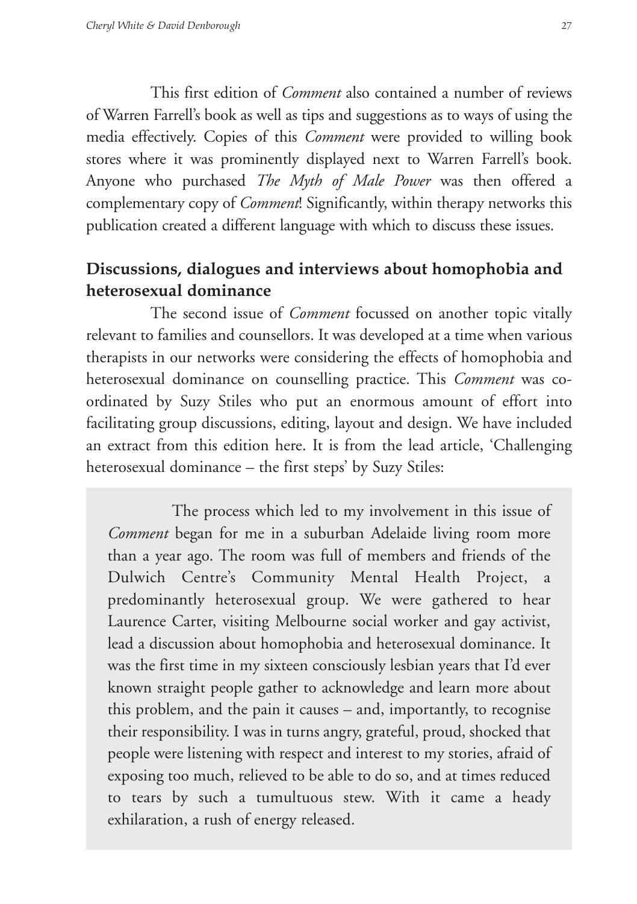This first edition of *Comment* also contained a number of reviews of Warren Farrell's book as well as tips and suggestions as to ways of using the media effectively. Copies of this *Comment* were provided to willing book stores where it was prominently displayed next to Warren Farrell's book. Anyone who purchased *The Myth of Male Power* was then offered a complementary copy of *Comment*! Significantly, within therapy networks this publication created a different language with which to discuss these issues.

## Discussions, dialogues and interviews about homophobia and heterosexual dominance

The second issue of *Comment* focussed on another topic vitally relevant to families and counsellors. It was developed at a time when various therapists in our networks were considering the effects of homophobia and heterosexual dominance on counselling practice. This *Comment* was co-ordinated by Suzy Stiles who put an enormous amount of effort into facilitating group discussions, editing, layout and design. We have included an extract from this edition here. It is from the lead article, 'Challenging heterosexual dominance – the first steps' by Suzy Stiles:

> The process which led to my involvement in this issue of *Comment* began for me in a suburban Adelaide living room more than a year ago. The room was full of members and friends of the Dulwich Centre's Community Mental Health Project, a predominantly heterosexual group. We were gathered to hear Laurence Carter, visiting Melbourne social worker and gay activist, lead a discussion about homophobia and heterosexual dominance. It was the first time in my sixteen consciously lesbian years that I'd ever known straight people gather to acknowledge and learn more about this problem, and the pain it causes – and, importantly, to recognise their responsibility. I was in turns angry, grateful, proud, shocked that people were listening with respect and interest to my stories, afraid of exposing too much, relieved to be able to do so, and at times reduced to tears by such a tumultuous stew. With it came a heady exhilaration, a rush of energy released.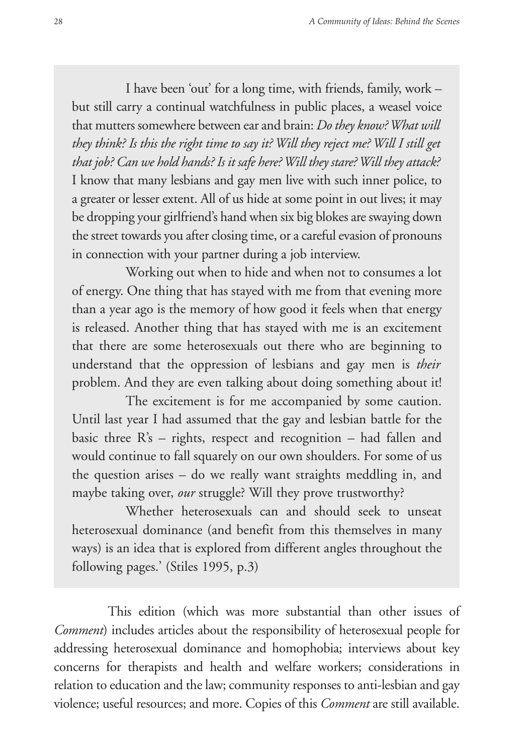I have been 'out' for a long time, with friends, family, work – but still carry a continual watchfulness in public places, a weasel voice that mutters somewhere between ear and brain: *Do they know? What will they think? Is this the right time to say it? Will they reject me? Will I still get that job? Can we hold hands? Is it safe here? Will they stare? Will they attack?* I know that many lesbians and gay men live with such inner police, to a greater or lesser extent. All of us hide at some point in out lives; it may be dropping your girlfriend's hand when six big blokes are swaying down the street towards you after closing time, or a careful evasion of pronouns in connection with your partner during a job interview.

Working out when to hide and when not to consumes a lot of energy. One thing that has stayed with me from that evening more than a year ago is the memory of how good it feels when that energy is released. Another thing that has stayed with me is an excitement that there are some heterosexuals out there who are beginning to understand that the oppression of lesbians and gay men is *their* problem. And they are even talking about doing something about it!

The excitement is for me accompanied by some caution. Until last year I had assumed that the gay and lesbian battle for the basic three R's – rights, respect and recognition – had fallen and would continue to fall squarely on our own shoulders. For some of us the question arises – do we really want straights meddling in, and maybe taking over, *our* struggle? Will they prove trustworthy?

Whether heterosexuals can and should seek to unseat heterosexual dominance (and benefit from this themselves in many ways) is an idea that is explored from different angles throughout the following pages.' (Stiles 1995, p.3)

This edition (which was more substantial than other issues of *Comment*) includes articles about the responsibility of heterosexual people for addressing heterosexual dominance and homophobia; interviews about key concerns for therapists and health and welfare workers; considerations in relation to education and the law; community responses to anti-lesbian and gay violence; useful resources; and more. Copies of this *Comment* are still available.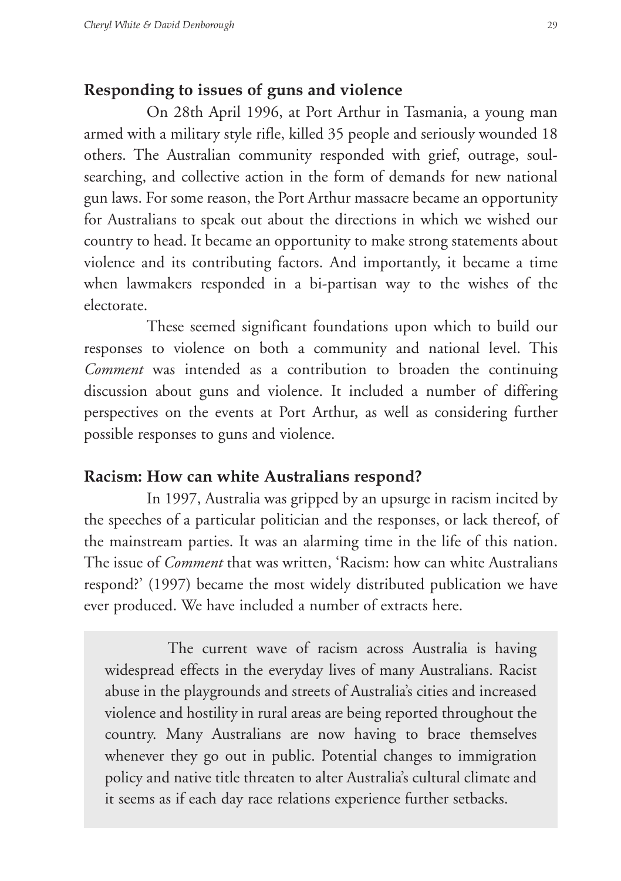## Responding to issues of guns and violence

On 28th April 1996, at Port Arthur in Tasmania, a young man armed with a military style rifle, killed 35 people and seriously wounded 18 others. The Australian community responded with grief, outrage, soul-searching, and collective action in the form of demands for new national gun laws. For some reason, the Port Arthur massacre became an opportunity for Australians to speak out about the directions in which we wished our country to head. It became an opportunity to make strong statements about violence and its contributing factors. And importantly, it became a time when lawmakers responded in a bi-partisan way to the wishes of the electorate.

These seemed significant foundations upon which to build our responses to violence on both a community and national level. This *Comment* was intended as a contribution to broaden the continuing discussion about guns and violence. It included a number of differing perspectives on the events at Port Arthur, as well as considering further possible responses to guns and violence.

## Racism: How can white Australians respond?

In 1997, Australia was gripped by an upsurge in racism incited by the speeches of a particular politician and the responses, or lack thereof, of the mainstream parties. It was an alarming time in the life of this nation. The issue of *Comment* that was written, 'Racism: how can white Australians respond?' (1997) became the most widely distributed publication we have ever produced. We have included a number of extracts here.

> The current wave of racism across Australia is having widespread effects in the everyday lives of many Australians. Racist abuse in the playgrounds and streets of Australia's cities and increased violence and hostility in rural areas are being reported throughout the country. Many Australians are now having to brace themselves whenever they go out in public. Potential changes to immigration policy and native title threaten to alter Australia's cultural climate and it seems as if each day race relations experience further setbacks.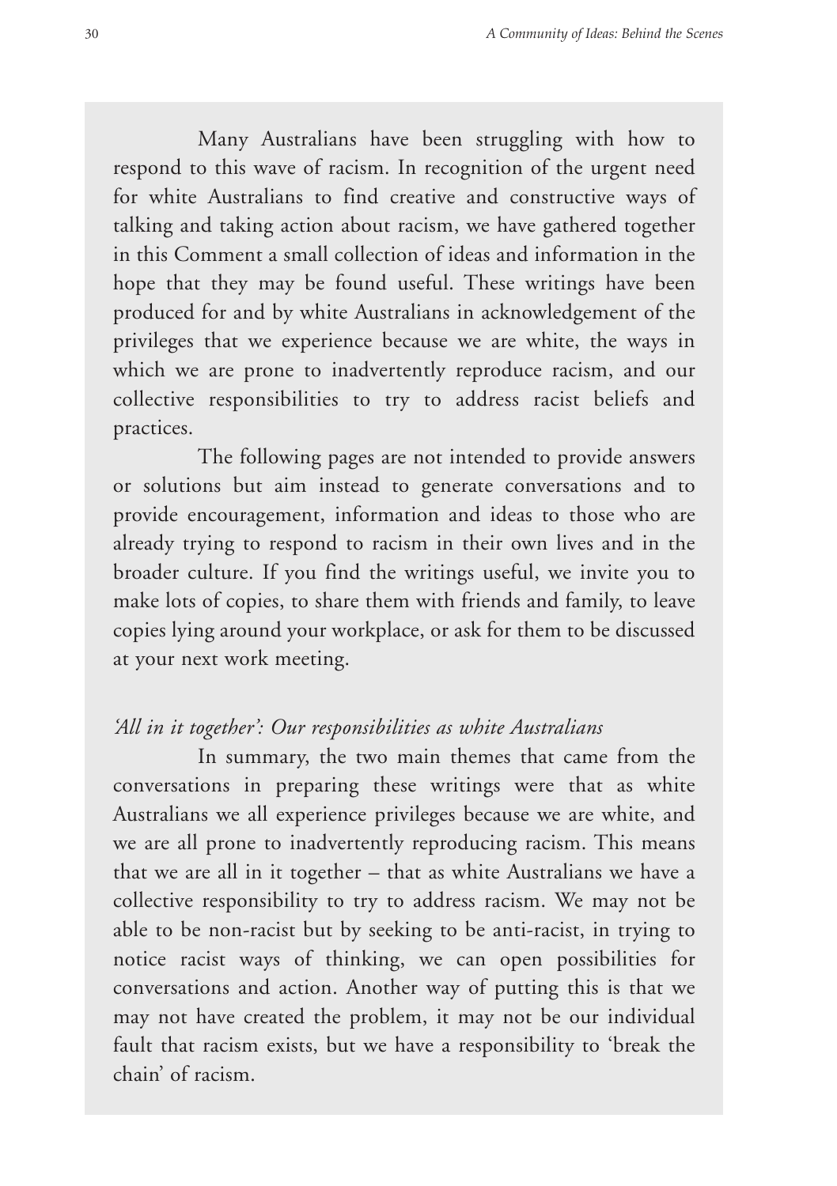Many Australians have been struggling with how to respond to this wave of racism. In recognition of the urgent need for white Australians to find creative and constructive ways of talking and taking action about racism, we have gathered together in this Comment a small collection of ideas and information in the hope that they may be found useful. These writings have been produced for and by white Australians in acknowledgement of the privileges that we experience because we are white, the ways in which we are prone to inadvertently reproduce racism, and our collective responsibilities to try to address racist beliefs and practices.

The following pages are not intended to provide answers or solutions but aim instead to generate conversations and to provide encouragement, information and ideas to those who are already trying to respond to racism in their own lives and in the broader culture. If you find the writings useful, we invite you to make lots of copies, to share them with friends and family, to leave copies lying around your workplace, or ask for them to be discussed at your next work meeting.

*'All in it together': Our responsibilities as white Australians*

In summary, the two main themes that came from the conversations in preparing these writings were that as white Australians we all experience privileges because we are white, and we are all prone to inadvertently reproducing racism. This means that we are all in it together – that as white Australians we have a collective responsibility to try to address racism. We may not be able to be non-racist but by seeking to be anti-racist, in trying to notice racist ways of thinking, we can open possibilities for conversations and action. Another way of putting this is that we may not have created the problem, it may not be our individual fault that racism exists, but we have a responsibility to 'break the chain' of racism.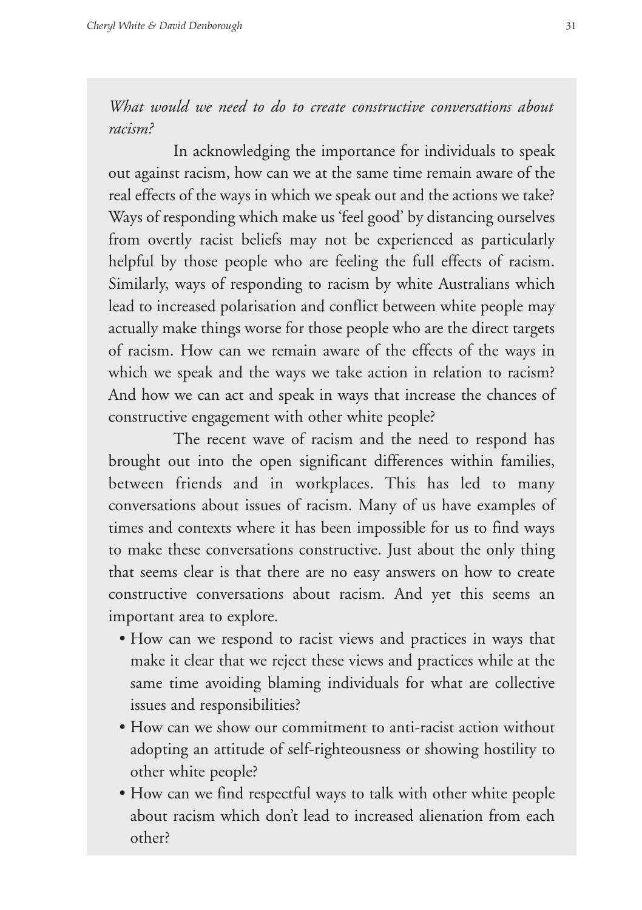*What would we need to do to create constructive conversations about racism?*

In acknowledging the importance for individuals to speak out against racism, how can we at the same time remain aware of the real effects of the ways in which we speak out and the actions we take? Ways of responding which make us 'feel good' by distancing ourselves from overtly racist beliefs may not be experienced as particularly helpful by those people who are feeling the full effects of racism. Similarly, ways of responding to racism by white Australians which lead to increased polarisation and conflict between white people may actually make things worse for those people who are the direct targets of racism. How can we remain aware of the effects of the ways in which we speak and the ways we take action in relation to racism? And how we can act and speak in ways that increase the chances of constructive engagement with other white people?

The recent wave of racism and the need to respond has brought out into the open significant differences within families, between friends and in workplaces. This has led to many conversations about issues of racism. Many of us have examples of times and contexts where it has been impossible for us to find ways to make these conversations constructive. Just about the only thing that seems clear is that there are no easy answers on how to create constructive conversations about racism. And yet this seems an important area to explore.

- How can we respond to racist views and practices in ways that make it clear that we reject these views and practices while at the same time avoiding blaming individuals for what are collective issues and responsibilities?
- How can we show our commitment to anti-racist action without adopting an attitude of self-righteousness or showing hostility to other white people?
- How can we find respectful ways to talk with other white people about racism which don't lead to increased alienation from each other?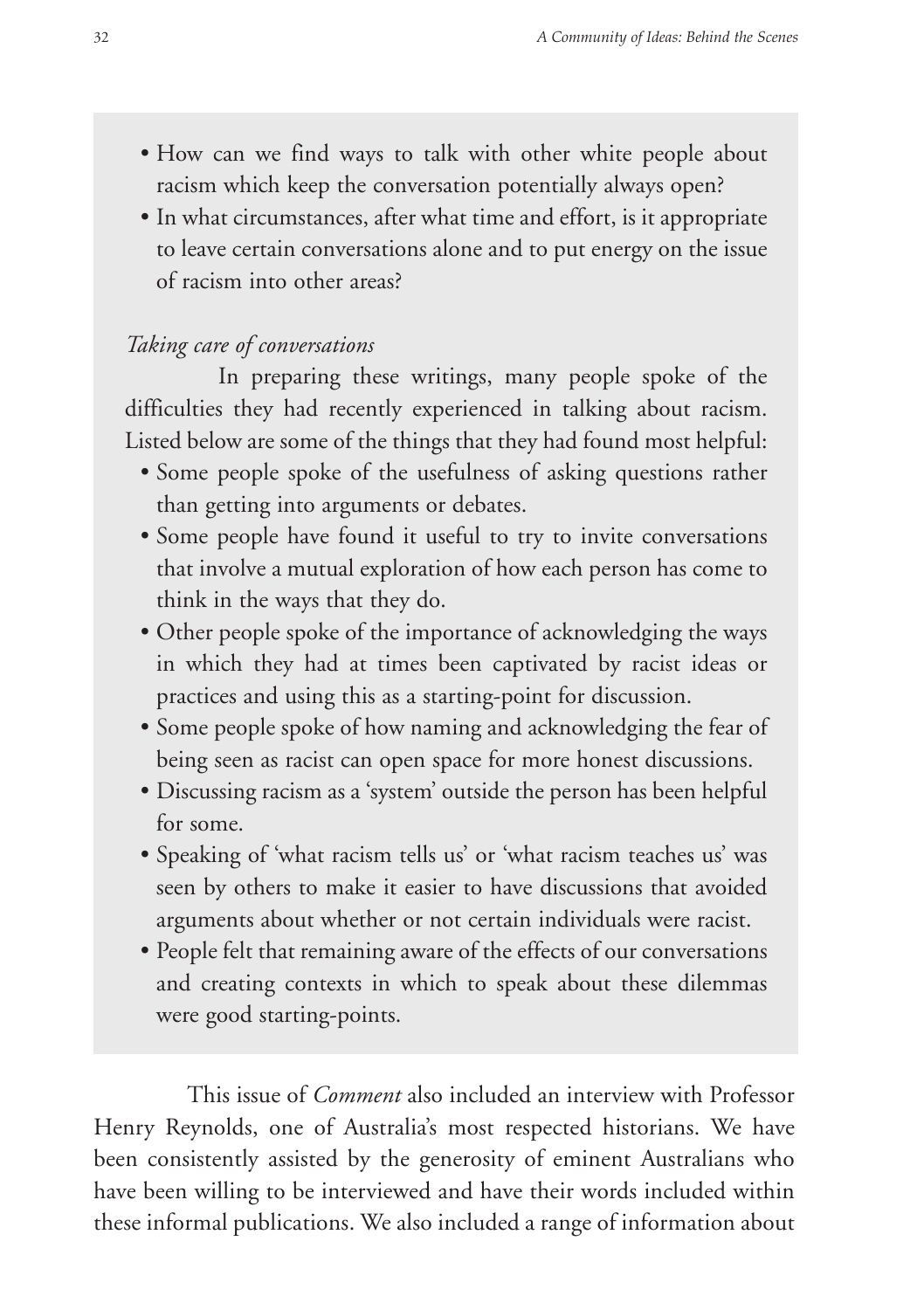- How can we find ways to talk with other white people about racism which keep the conversation potentially always open?
- In what circumstances, after what time and effort, is it appropriate to leave certain conversations alone and to put energy on the issue of racism into other areas?

*Taking care of conversations*

In preparing these writings, many people spoke of the difficulties they had recently experienced in talking about racism. Listed below are some of the things that they had found most helpful:

- Some people spoke of the usefulness of asking questions rather than getting into arguments or debates.
- Some people have found it useful to try to invite conversations that involve a mutual exploration of how each person has come to think in the ways that they do.
- Other people spoke of the importance of acknowledging the ways in which they had at times been captivated by racist ideas or practices and using this as a starting-point for discussion.
- Some people spoke of how naming and acknowledging the fear of being seen as racist can open space for more honest discussions.
- Discussing racism as a 'system' outside the person has been helpful for some.
- Speaking of 'what racism tells us' or 'what racism teaches us' was seen by others to make it easier to have discussions that avoided arguments about whether or not certain individuals were racist.
- People felt that remaining aware of the effects of our conversations and creating contexts in which to speak about these dilemmas were good starting-points.

This issue of *Comment* also included an interview with Professor Henry Reynolds, one of Australia's most respected historians. We have been consistently assisted by the generosity of eminent Australians who have been willing to be interviewed and have their words included within these informal publications. We also included a range of information about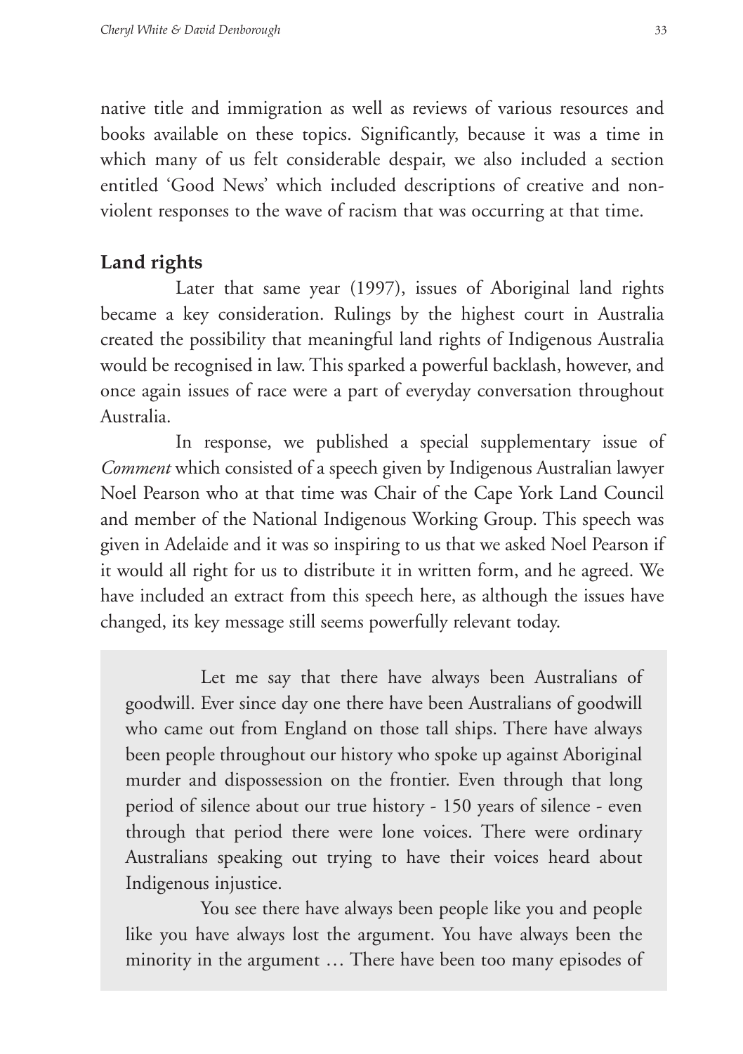native title and immigration as well as reviews of various resources and books available on these topics. Significantly, because it was a time in which many of us felt considerable despair, we also included a section entitled 'Good News' which included descriptions of creative and non-violent responses to the wave of racism that was occurring at that time.

### Land rights

Later that same year (1997), issues of Aboriginal land rights became a key consideration. Rulings by the highest court in Australia created the possibility that meaningful land rights of Indigenous Australia would be recognised in law. This sparked a powerful backlash, however, and once again issues of race were a part of everyday conversation throughout Australia.

In response, we published a special supplementary issue of *Comment* which consisted of a speech given by Indigenous Australian lawyer Noel Pearson who at that time was Chair of the Cape York Land Council and member of the National Indigenous Working Group. This speech was given in Adelaide and it was so inspiring to us that we asked Noel Pearson if it would all right for us to distribute it in written form, and he agreed. We have included an extract from this speech here, as although the issues have changed, its key message still seems powerfully relevant today.

> Let me say that there have always been Australians of goodwill. Ever since day one there have been Australians of goodwill who came out from England on those tall ships. There have always been people throughout our history who spoke up against Aboriginal murder and dispossession on the frontier. Even through that long period of silence about our true history - 150 years of silence - even through that period there were lone voices. There were ordinary Australians speaking out trying to have their voices heard about Indigenous injustice.
>
> You see there have always been people like you and people like you have always lost the argument. You have always been the minority in the argument … There have been too many episodes of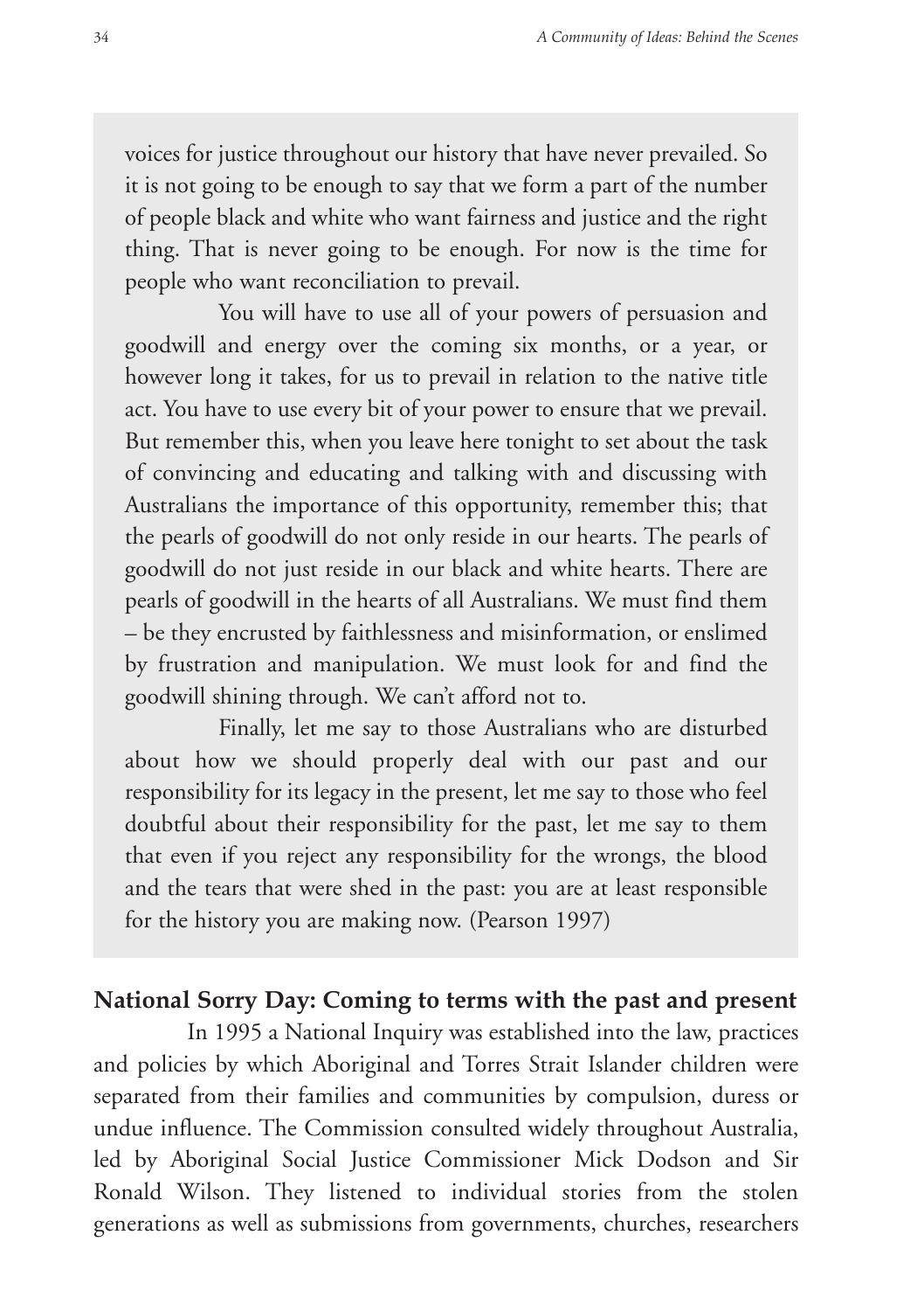voices for justice throughout our history that have never prevailed. So it is not going to be enough to say that we form a part of the number of people black and white who want fairness and justice and the right thing. That is never going to be enough. For now is the time for people who want reconciliation to prevail.

You will have to use all of your powers of persuasion and goodwill and energy over the coming six months, or a year, or however long it takes, for us to prevail in relation to the native title act. You have to use every bit of your power to ensure that we prevail. But remember this, when you leave here tonight to set about the task of convincing and educating and talking with and discussing with Australians the importance of this opportunity, remember this; that the pearls of goodwill do not only reside in our hearts. The pearls of goodwill do not just reside in our black and white hearts. There are pearls of goodwill in the hearts of all Australians. We must find them – be they encrusted by faithlessness and misinformation, or enslimed by frustration and manipulation. We must look for and find the goodwill shining through. We can't afford not to.

Finally, let me say to those Australians who are disturbed about how we should properly deal with our past and our responsibility for its legacy in the present, let me say to those who feel doubtful about their responsibility for the past, let me say to them that even if you reject any responsibility for the wrongs, the blood and the tears that were shed in the past: you are at least responsible for the history you are making now. (Pearson 1997)

**National Sorry Day: Coming to terms with the past and present**

In 1995 a National Inquiry was established into the law, practices and policies by which Aboriginal and Torres Strait Islander children were separated from their families and communities by compulsion, duress or undue influence. The Commission consulted widely throughout Australia, led by Aboriginal Social Justice Commissioner Mick Dodson and Sir Ronald Wilson. They listened to individual stories from the stolen generations as well as submissions from governments, churches, researchers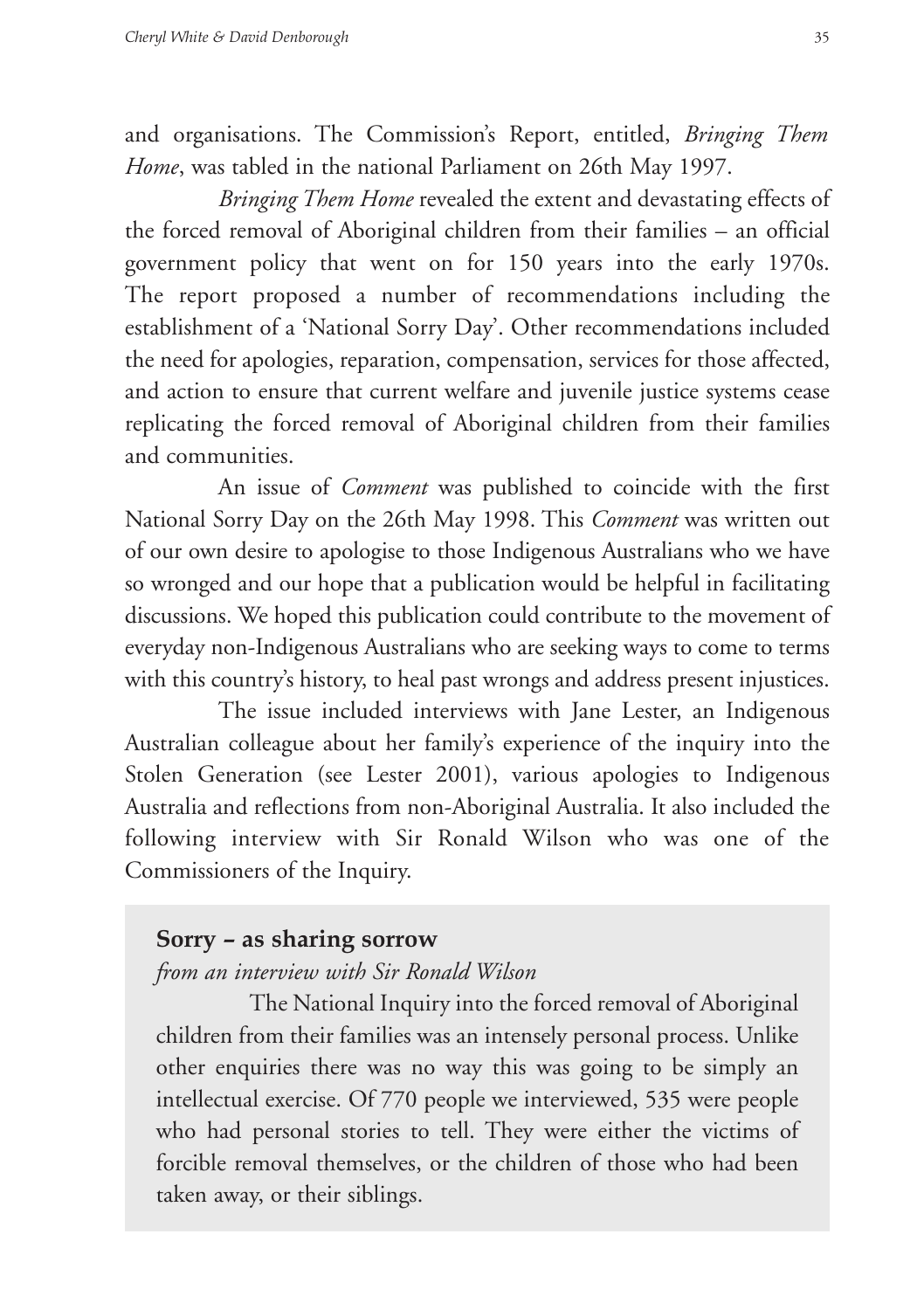and organisations. The Commission's Report, entitled, *Bringing Them Home*, was tabled in the national Parliament on 26th May 1997.

*Bringing Them Home* revealed the extent and devastating effects of the forced removal of Aboriginal children from their families – an official government policy that went on for 150 years into the early 1970s. The report proposed a number of recommendations including the establishment of a 'National Sorry Day'. Other recommendations included the need for apologies, reparation, compensation, services for those affected, and action to ensure that current welfare and juvenile justice systems cease replicating the forced removal of Aboriginal children from their families and communities.

An issue of *Comment* was published to coincide with the first National Sorry Day on the 26th May 1998. This *Comment* was written out of our own desire to apologise to those Indigenous Australians who we have so wronged and our hope that a publication would be helpful in facilitating discussions. We hoped this publication could contribute to the movement of everyday non-Indigenous Australians who are seeking ways to come to terms with this country's history, to heal past wrongs and address present injustices.

The issue included interviews with Jane Lester, an Indigenous Australian colleague about her family's experience of the inquiry into the Stolen Generation (see Lester 2001), various apologies to Indigenous Australia and reflections from non-Aboriginal Australia. It also included the following interview with Sir Ronald Wilson who was one of the Commissioners of the Inquiry.

### Sorry – as sharing sorrow

*from an interview with Sir Ronald Wilson*

The National Inquiry into the forced removal of Aboriginal children from their families was an intensely personal process. Unlike other enquiries there was no way this was going to be simply an intellectual exercise. Of 770 people we interviewed, 535 were people who had personal stories to tell. They were either the victims of forcible removal themselves, or the children of those who had been taken away, or their siblings.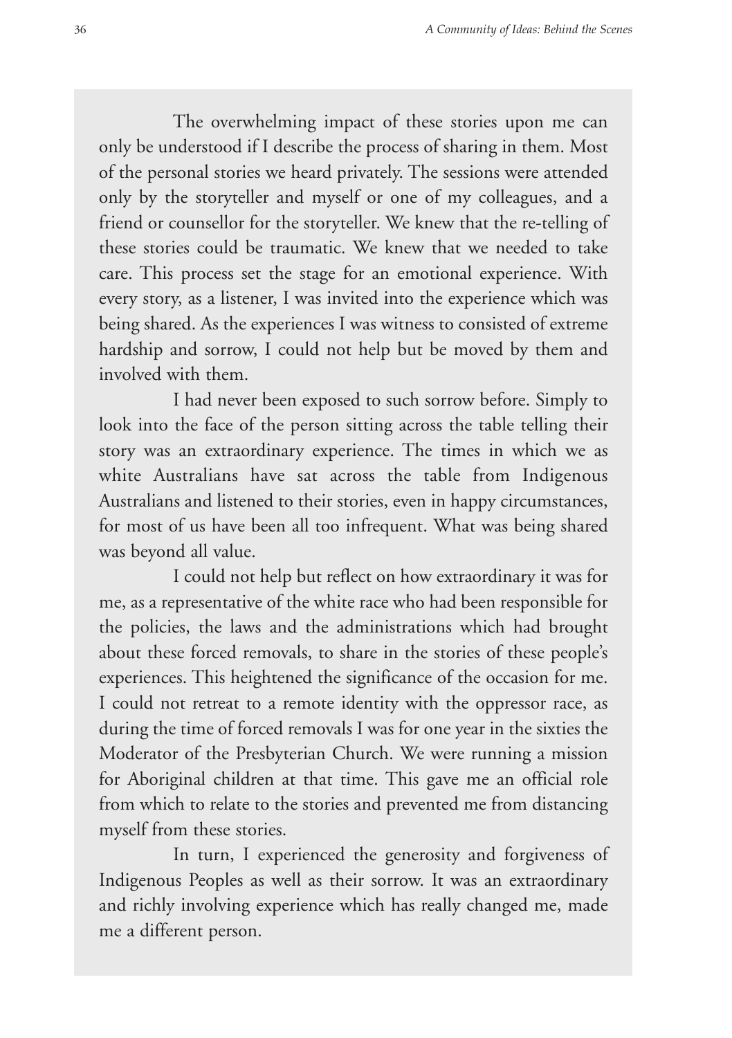The overwhelming impact of these stories upon me can only be understood if I describe the process of sharing in them. Most of the personal stories we heard privately. The sessions were attended only by the storyteller and myself or one of my colleagues, and a friend or counsellor for the storyteller. We knew that the re-telling of these stories could be traumatic. We knew that we needed to take care. This process set the stage for an emotional experience. With every story, as a listener, I was invited into the experience which was being shared. As the experiences I was witness to consisted of extreme hardship and sorrow, I could not help but be moved by them and involved with them.

I had never been exposed to such sorrow before. Simply to look into the face of the person sitting across the table telling their story was an extraordinary experience. The times in which we as white Australians have sat across the table from Indigenous Australians and listened to their stories, even in happy circumstances, for most of us have been all too infrequent. What was being shared was beyond all value.

I could not help but reflect on how extraordinary it was for me, as a representative of the white race who had been responsible for the policies, the laws and the administrations which had brought about these forced removals, to share in the stories of these people's experiences. This heightened the significance of the occasion for me. I could not retreat to a remote identity with the oppressor race, as during the time of forced removals I was for one year in the sixties the Moderator of the Presbyterian Church. We were running a mission for Aboriginal children at that time. This gave me an official role from which to relate to the stories and prevented me from distancing myself from these stories.

In turn, I experienced the generosity and forgiveness of Indigenous Peoples as well as their sorrow. It was an extraordinary and richly involving experience which has really changed me, made me a different person.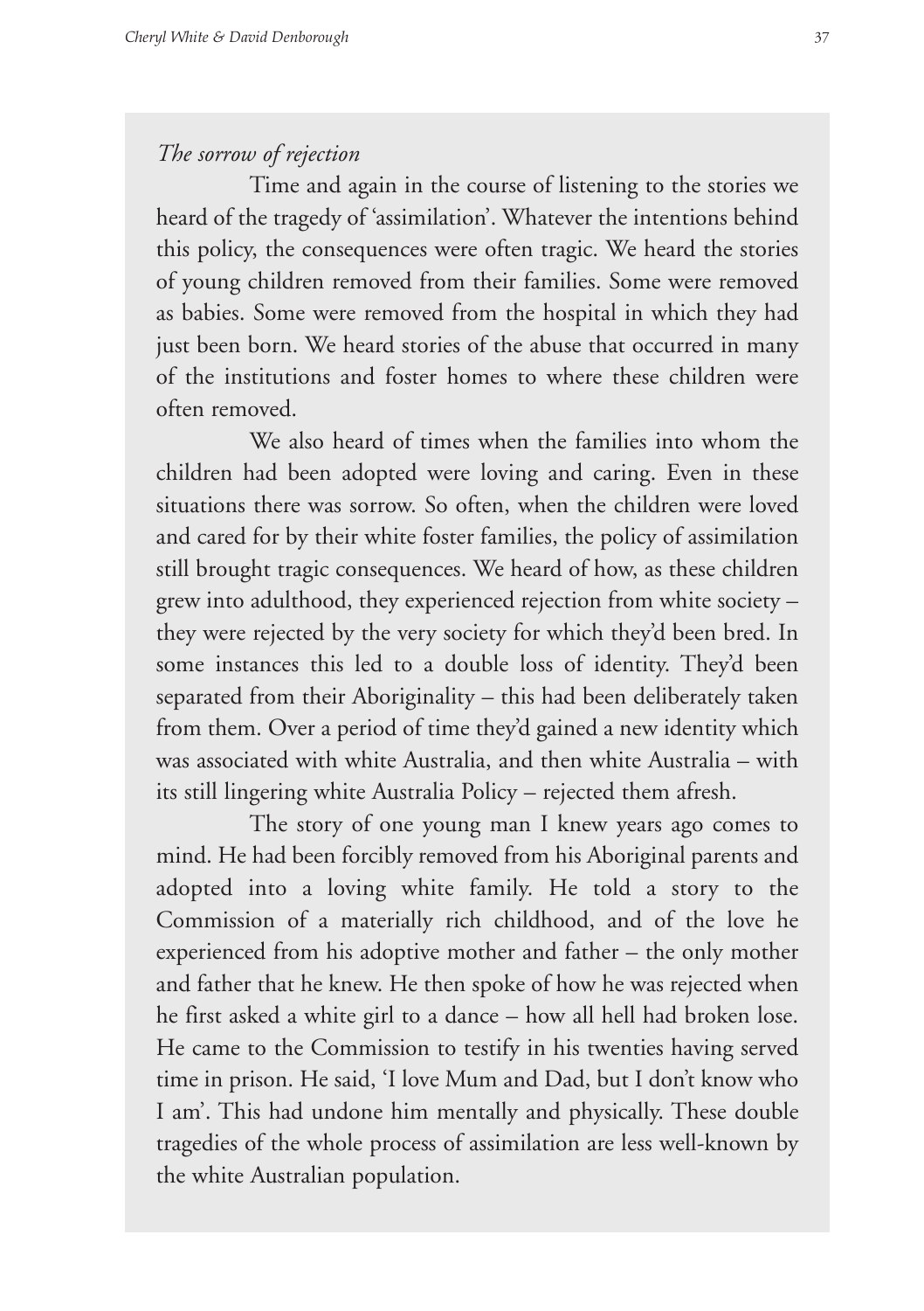*The sorrow of rejection*

Time and again in the course of listening to the stories we heard of the tragedy of 'assimilation'. Whatever the intentions behind this policy, the consequences were often tragic. We heard the stories of young children removed from their families. Some were removed as babies. Some were removed from the hospital in which they had just been born. We heard stories of the abuse that occurred in many of the institutions and foster homes to where these children were often removed.

We also heard of times when the families into whom the children had been adopted were loving and caring. Even in these situations there was sorrow. So often, when the children were loved and cared for by their white foster families, the policy of assimilation still brought tragic consequences. We heard of how, as these children grew into adulthood, they experienced rejection from white society – they were rejected by the very society for which they'd been bred. In some instances this led to a double loss of identity. They'd been separated from their Aboriginality – this had been deliberately taken from them. Over a period of time they'd gained a new identity which was associated with white Australia, and then white Australia – with its still lingering white Australia Policy – rejected them afresh.

The story of one young man I knew years ago comes to mind. He had been forcibly removed from his Aboriginal parents and adopted into a loving white family. He told a story to the Commission of a materially rich childhood, and of the love he experienced from his adoptive mother and father – the only mother and father that he knew. He then spoke of how he was rejected when he first asked a white girl to a dance – how all hell had broken lose. He came to the Commission to testify in his twenties having served time in prison. He said, 'I love Mum and Dad, but I don't know who I am'. This had undone him mentally and physically. These double tragedies of the whole process of assimilation are less well-known by the white Australian population.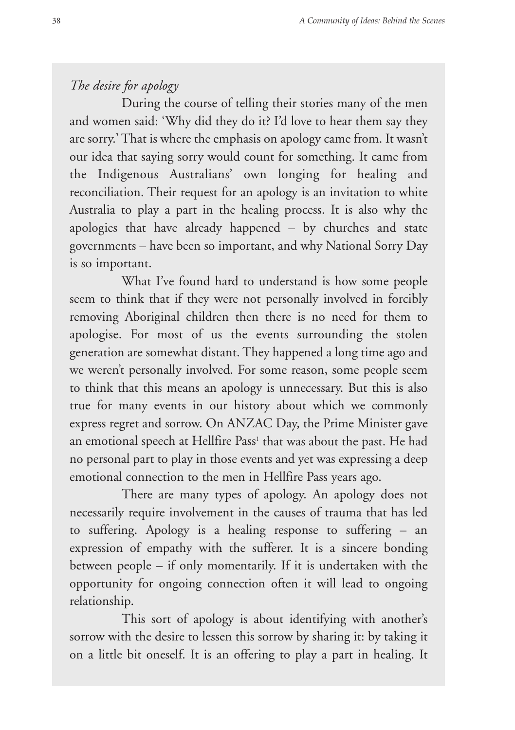*The desire for apology*

During the course of telling their stories many of the men and women said: 'Why did they do it? I'd love to hear them say they are sorry.' That is where the emphasis on apology came from. It wasn't our idea that saying sorry would count for something. It came from the Indigenous Australians' own longing for healing and reconciliation. Their request for an apology is an invitation to white Australia to play a part in the healing process. It is also why the apologies that have already happened – by churches and state governments – have been so important, and why National Sorry Day is so important.

What I've found hard to understand is how some people seem to think that if they were not personally involved in forcibly removing Aboriginal children then there is no need for them to apologise. For most of us the events surrounding the stolen generation are somewhat distant. They happened a long time ago and we weren't personally involved. For some reason, some people seem to think that this means an apology is unnecessary. But this is also true for many events in our history about which we commonly express regret and sorrow. On ANZAC Day, the Prime Minister gave an emotional speech at Hellfire Pass[1] that was about the past. He had no personal part to play in those events and yet was expressing a deep emotional connection to the men in Hellfire Pass years ago.

There are many types of apology. An apology does not necessarily require involvement in the causes of trauma that has led to suffering. Apology is a healing response to suffering – an expression of empathy with the sufferer. It is a sincere bonding between people – if only momentarily. If it is undertaken with the opportunity for ongoing connection often it will lead to ongoing relationship.

This sort of apology is about identifying with another's sorrow with the desire to lessen this sorrow by sharing it: by taking it on a little bit oneself. It is an offering to play a part in healing. It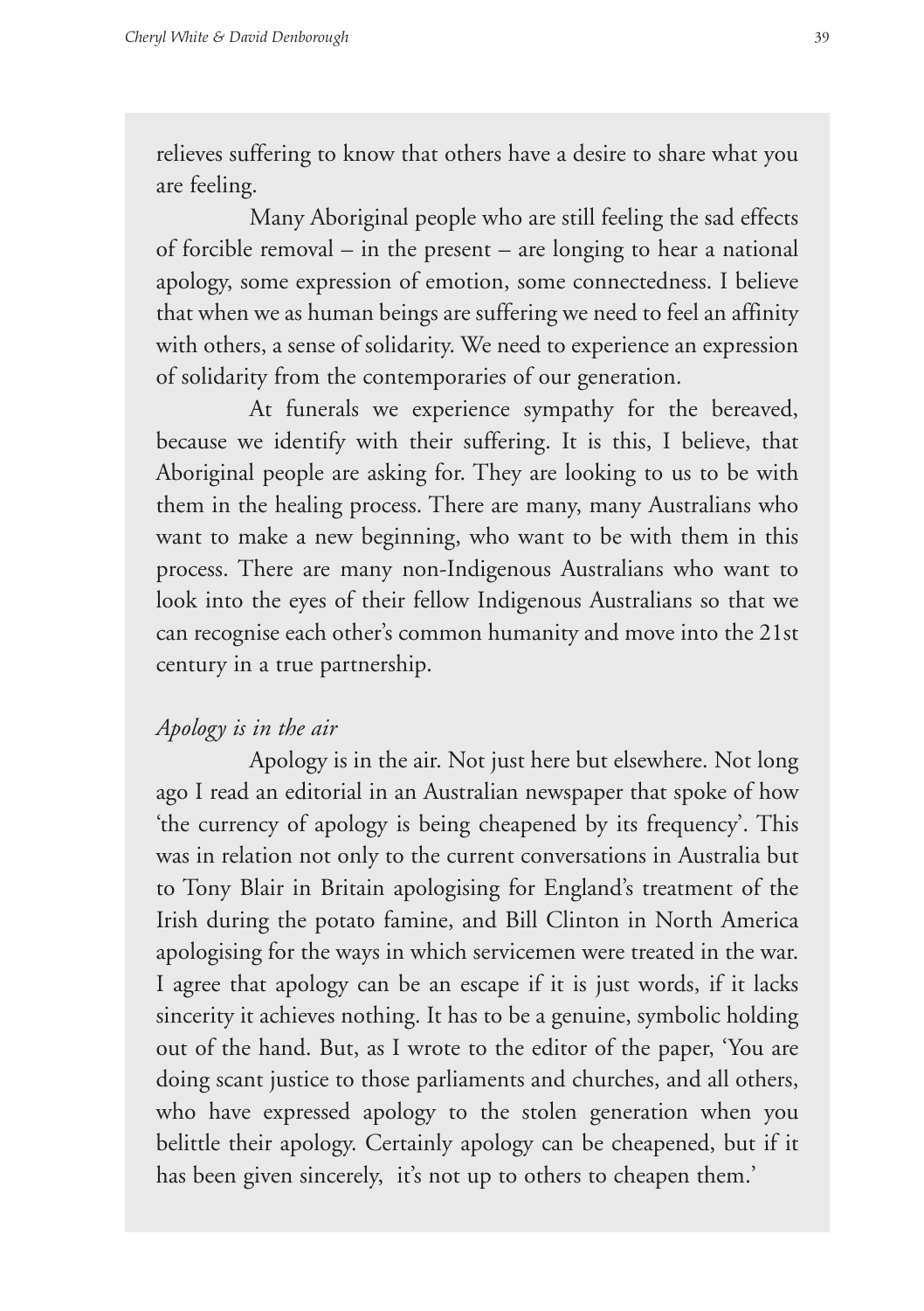relieves suffering to know that others have a desire to share what you are feeling.

Many Aboriginal people who are still feeling the sad effects of forcible removal – in the present – are longing to hear a national apology, some expression of emotion, some connectedness. I believe that when we as human beings are suffering we need to feel an affinity with others, a sense of solidarity. We need to experience an expression of solidarity from the contemporaries of our generation.

At funerals we experience sympathy for the bereaved, because we identify with their suffering. It is this, I believe, that Aboriginal people are asking for. They are looking to us to be with them in the healing process. There are many, many Australians who want to make a new beginning, who want to be with them in this process. There are many non-Indigenous Australians who want to look into the eyes of their fellow Indigenous Australians so that we can recognise each other's common humanity and move into the 21st century in a true partnership.

*Apology is in the air*

Apology is in the air. Not just here but elsewhere. Not long ago I read an editorial in an Australian newspaper that spoke of how 'the currency of apology is being cheapened by its frequency'. This was in relation not only to the current conversations in Australia but to Tony Blair in Britain apologising for England's treatment of the Irish during the potato famine, and Bill Clinton in North America apologising for the ways in which servicemen were treated in the war. I agree that apology can be an escape if it is just words, if it lacks sincerity it achieves nothing. It has to be a genuine, symbolic holding out of the hand. But, as I wrote to the editor of the paper, 'You are doing scant justice to those parliaments and churches, and all others, who have expressed apology to the stolen generation when you belittle their apology. Certainly apology can be cheapened, but if it has been given sincerely, it's not up to others to cheapen them.'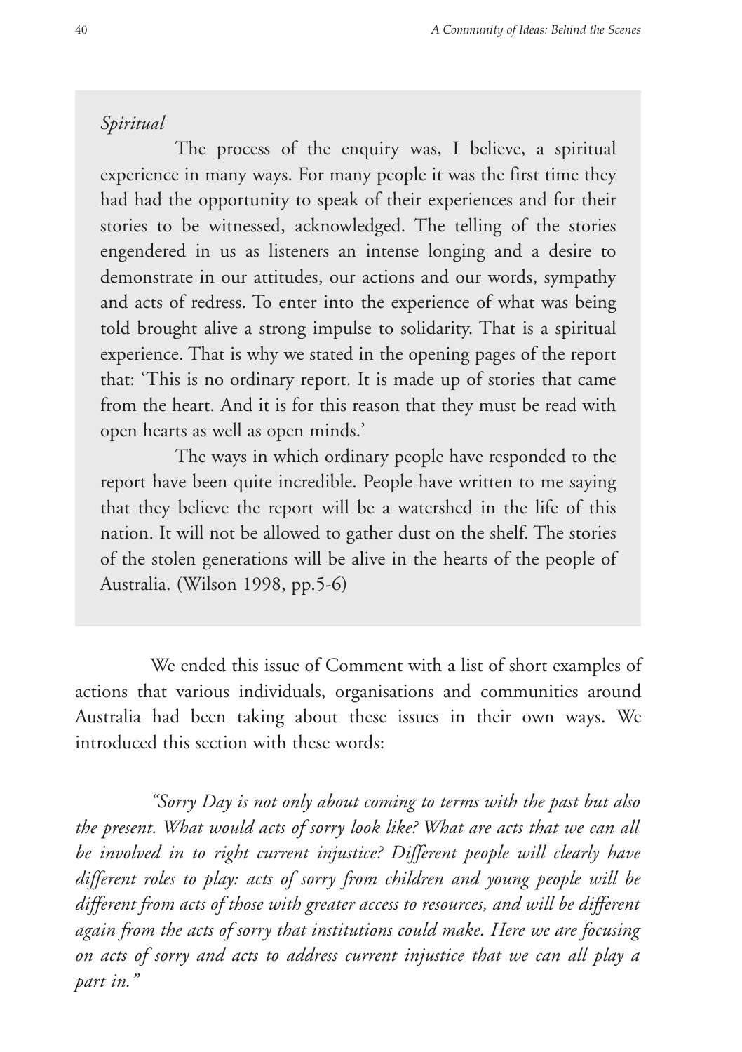*Spiritual*

The process of the enquiry was, I believe, a spiritual experience in many ways. For many people it was the first time they had had the opportunity to speak of their experiences and for their stories to be witnessed, acknowledged. The telling of the stories engendered in us as listeners an intense longing and a desire to demonstrate in our attitudes, our actions and our words, sympathy and acts of redress. To enter into the experience of what was being told brought alive a strong impulse to solidarity. That is a spiritual experience. That is why we stated in the opening pages of the report that: 'This is no ordinary report. It is made up of stories that came from the heart. And it is for this reason that they must be read with open hearts as well as open minds.'

The ways in which ordinary people have responded to the report have been quite incredible. People have written to me saying that they believe the report will be a watershed in the life of this nation. It will not be allowed to gather dust on the shelf. The stories of the stolen generations will be alive in the hearts of the people of Australia. (Wilson 1998, pp.5-6)

We ended this issue of Comment with a list of short examples of actions that various individuals, organisations and communities around Australia had been taking about these issues in their own ways. We introduced this section with these words:

*"Sorry Day is not only about coming to terms with the past but also the present. What would acts of sorry look like? What are acts that we can all be involved in to right current injustice? Different people will clearly have different roles to play: acts of sorry from children and young people will be different from acts of those with greater access to resources, and will be different again from the acts of sorry that institutions could make. Here we are focusing on acts of sorry and acts to address current injustice that we can all play a part in."*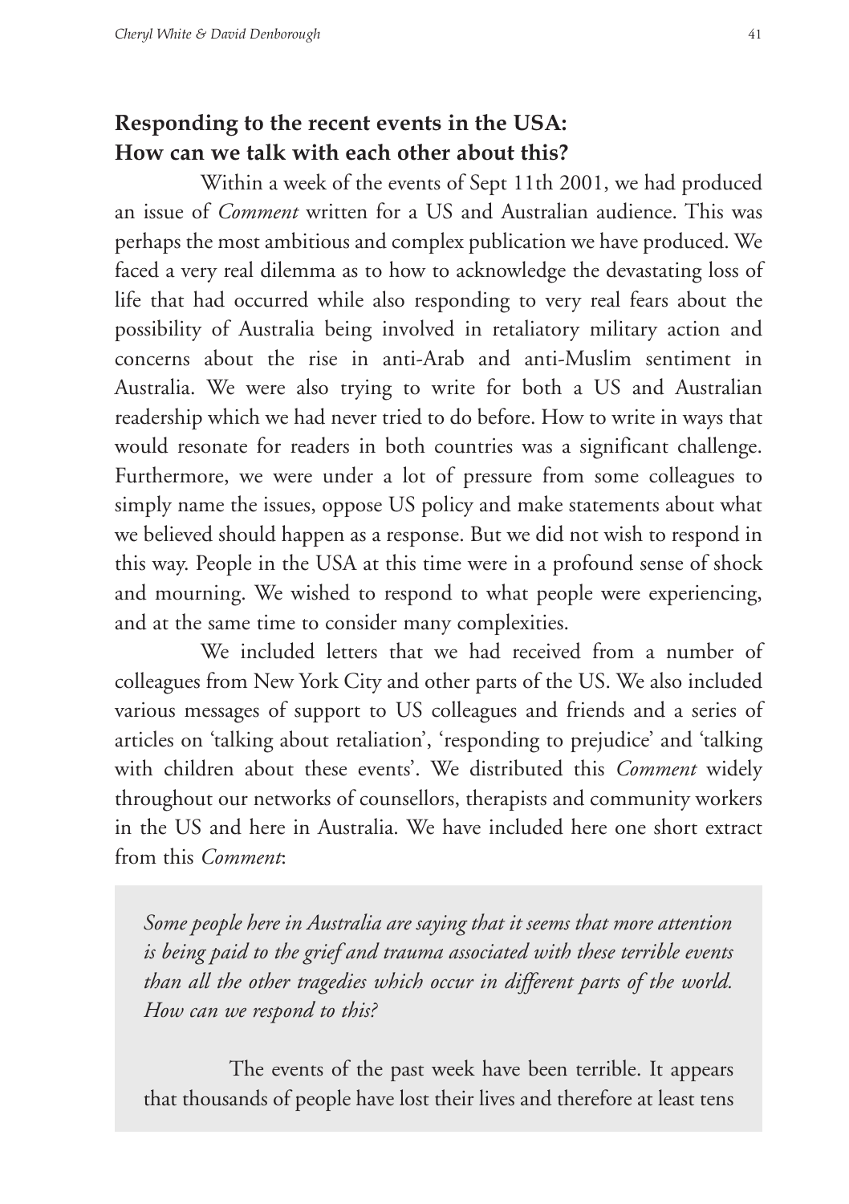## Responding to the recent events in the USA: How can we talk with each other about this?

Within a week of the events of Sept 11th 2001, we had produced an issue of *Comment* written for a US and Australian audience. This was perhaps the most ambitious and complex publication we have produced. We faced a very real dilemma as to how to acknowledge the devastating loss of life that had occurred while also responding to very real fears about the possibility of Australia being involved in retaliatory military action and concerns about the rise in anti-Arab and anti-Muslim sentiment in Australia. We were also trying to write for both a US and Australian readership which we had never tried to do before. How to write in ways that would resonate for readers in both countries was a significant challenge. Furthermore, we were under a lot of pressure from some colleagues to simply name the issues, oppose US policy and make statements about what we believed should happen as a response. But we did not wish to respond in this way. People in the USA at this time were in a profound sense of shock and mourning. We wished to respond to what people were experiencing, and at the same time to consider many complexities.

We included letters that we had received from a number of colleagues from New York City and other parts of the US. We also included various messages of support to US colleagues and friends and a series of articles on 'talking about retaliation', 'responding to prejudice' and 'talking with children about these events'. We distributed this *Comment* widely throughout our networks of counsellors, therapists and community workers in the US and here in Australia. We have included here one short extract from this *Comment*:

> *Some people here in Australia are saying that it seems that more attention is being paid to the grief and trauma associated with these terrible events than all the other tragedies which occur in different parts of the world. How can we respond to this?*
>
> The events of the past week have been terrible. It appears that thousands of people have lost their lives and therefore at least tens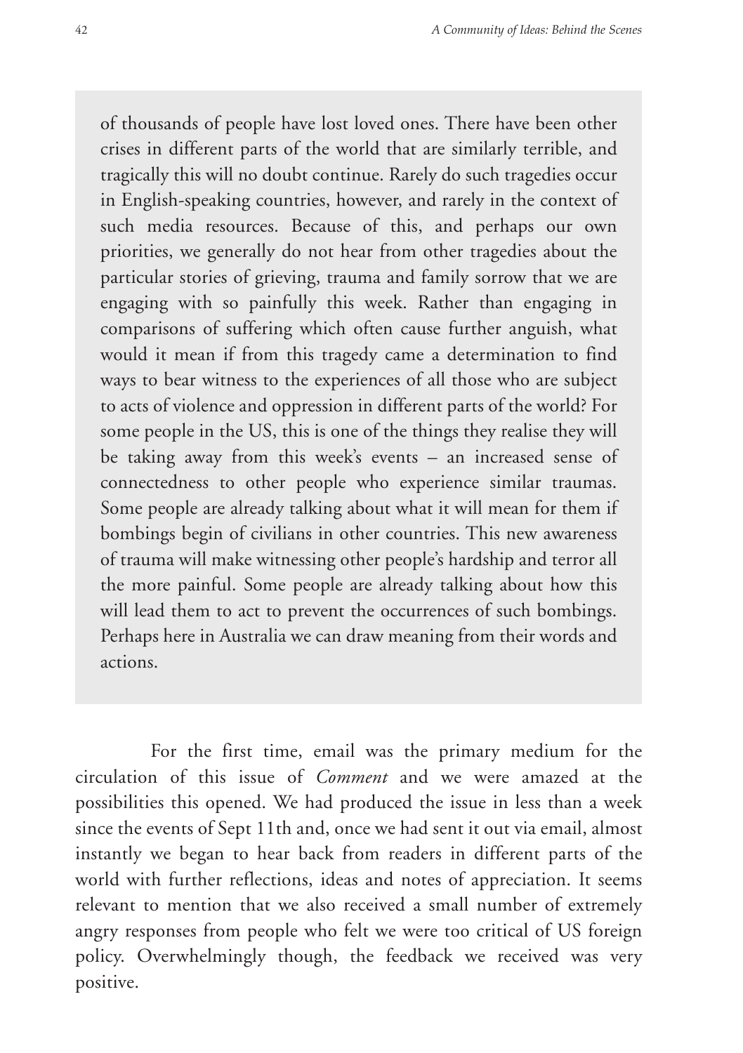> of thousands of people have lost loved ones. There have been other crises in different parts of the world that are similarly terrible, and tragically this will no doubt continue. Rarely do such tragedies occur in English-speaking countries, however, and rarely in the context of such media resources. Because of this, and perhaps our own priorities, we generally do not hear from other tragedies about the particular stories of grieving, trauma and family sorrow that we are engaging with so painfully this week. Rather than engaging in comparisons of suffering which often cause further anguish, what would it mean if from this tragedy came a determination to find ways to bear witness to the experiences of all those who are subject to acts of violence and oppression in different parts of the world? For some people in the US, this is one of the things they realise they will be taking away from this week's events – an increased sense of connectedness to other people who experience similar traumas. Some people are already talking about what it will mean for them if bombings begin of civilians in other countries. This new awareness of trauma will make witnessing other people's hardship and terror all the more painful. Some people are already talking about how this will lead them to act to prevent the occurrences of such bombings. Perhaps here in Australia we can draw meaning from their words and actions.

For the first time, email was the primary medium for the circulation of this issue of *Comment* and we were amazed at the possibilities this opened. We had produced the issue in less than a week since the events of Sept 11th and, once we had sent it out via email, almost instantly we began to hear back from readers in different parts of the world with further reflections, ideas and notes of appreciation. It seems relevant to mention that we also received a small number of extremely angry responses from people who felt we were too critical of US foreign policy. Overwhelmingly though, the feedback we received was very positive.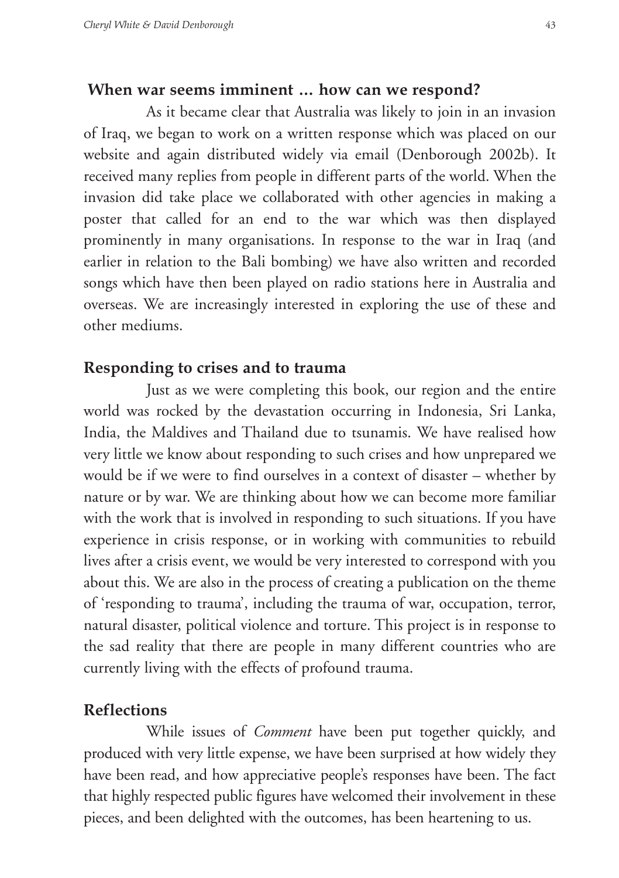## When war seems imminent … how can we respond?

As it became clear that Australia was likely to join in an invasion of Iraq, we began to work on a written response which was placed on our website and again distributed widely via email (Denborough 2002b). It received many replies from people in different parts of the world. When the invasion did take place we collaborated with other agencies in making a poster that called for an end to the war which was then displayed prominently in many organisations. In response to the war in Iraq (and earlier in relation to the Bali bombing) we have also written and recorded songs which have then been played on radio stations here in Australia and overseas. We are increasingly interested in exploring the use of these and other mediums.

## Responding to crises and to trauma

Just as we were completing this book, our region and the entire world was rocked by the devastation occurring in Indonesia, Sri Lanka, India, the Maldives and Thailand due to tsunamis. We have realised how very little we know about responding to such crises and how unprepared we would be if we were to find ourselves in a context of disaster – whether by nature or by war. We are thinking about how we can become more familiar with the work that is involved in responding to such situations. If you have experience in crisis response, or in working with communities to rebuild lives after a crisis event, we would be very interested to correspond with you about this. We are also in the process of creating a publication on the theme of 'responding to trauma', including the trauma of war, occupation, terror, natural disaster, political violence and torture. This project is in response to the sad reality that there are people in many different countries who are currently living with the effects of profound trauma.

## Reflections

While issues of *Comment* have been put together quickly, and produced with very little expense, we have been surprised at how widely they have been read, and how appreciative people's responses have been. The fact that highly respected public figures have welcomed their involvement in these pieces, and been delighted with the outcomes, has been heartening to us.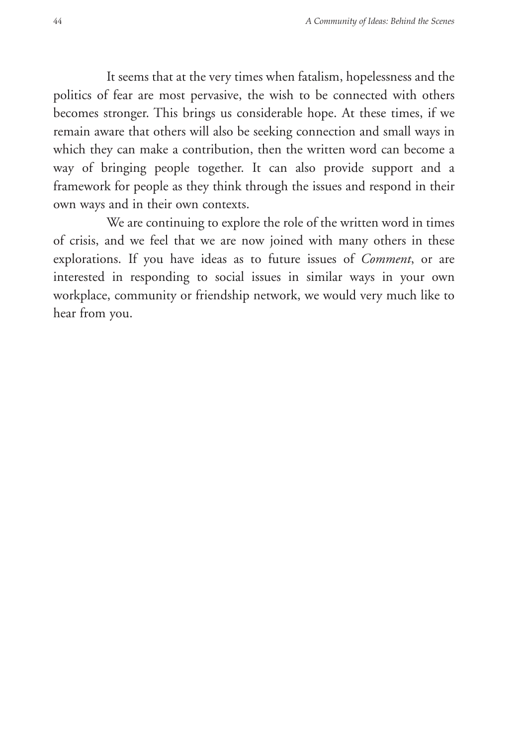It seems that at the very times when fatalism, hopelessness and the politics of fear are most pervasive, the wish to be connected with others becomes stronger. This brings us considerable hope. At these times, if we remain aware that others will also be seeking connection and small ways in which they can make a contribution, then the written word can become a way of bringing people together. It can also provide support and a framework for people as they think through the issues and respond in their own ways and in their own contexts.

We are continuing to explore the role of the written word in times of crisis, and we feel that we are now joined with many others in these explorations. If you have ideas as to future issues of *Comment*, or are interested in responding to social issues in similar ways in your own workplace, community or friendship network, we would very much like to hear from you.